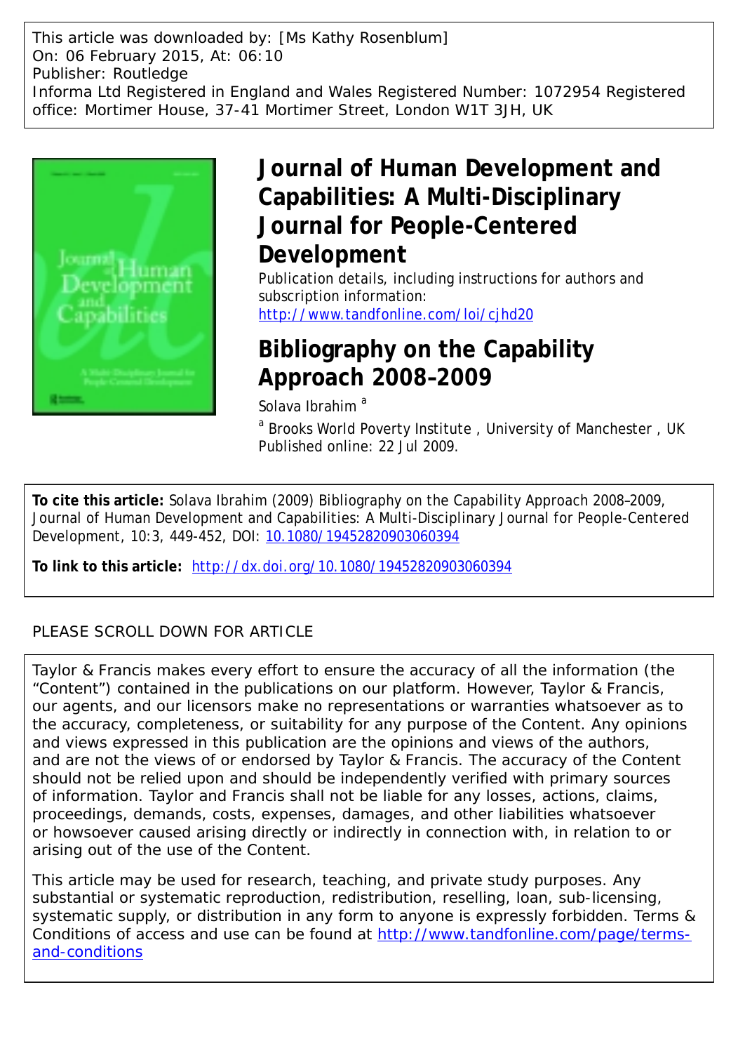This article was downloaded by: [Ms Kathy Rosenblum]
On: 06 February 2015, At: 06:10
Publisher: Routledge
Informa Ltd Registered in England and Wales Registered Number: 1072954 Registered office: Mortimer House, 37-41 Mortimer Street, London W1T 3JH, UK

# Journal of Human Development and Capabilities: A Multi-Disciplinary Journal for People-Centered Development

Publication details, including instructions for authors and subscription information:
http://www.tandfonline.com/loi/cjhd20

# Bibliography on the Capability Approach 2008–2009

Solava Ibrahim [a]

[a] Brooks World Poverty Institute , University of Manchester , UK
Published online: 22 Jul 2009.

**To cite this article:** Solava Ibrahim (2009) Bibliography on the Capability Approach 2008–2009, Journal of Human Development and Capabilities: A Multi-Disciplinary Journal for People-Centered Development, 10:3, 449-452, DOI: 10.1080/19452820903060394

**To link to this article:** http://dx.doi.org/10.1080/19452820903060394

PLEASE SCROLL DOWN FOR ARTICLE

Taylor & Francis makes every effort to ensure the accuracy of all the information (the "Content") contained in the publications on our platform. However, Taylor & Francis, our agents, and our licensors make no representations or warranties whatsoever as to the accuracy, completeness, or suitability for any purpose of the Content. Any opinions and views expressed in this publication are the opinions and views of the authors, and are not the views of or endorsed by Taylor & Francis. The accuracy of the Content should not be relied upon and should be independently verified with primary sources of information. Taylor and Francis shall not be liable for any losses, actions, claims, proceedings, demands, costs, expenses, damages, and other liabilities whatsoever or howsoever caused arising directly or indirectly in connection with, in relation to or arising out of the use of the Content.

This article may be used for research, teaching, and private study purposes. Any substantial or systematic reproduction, redistribution, reselling, loan, sub-licensing, systematic supply, or distribution in any form to anyone is expressly forbidden. Terms & Conditions of access and use can be found at http://www.tandfonline.com/page/terms-and-conditions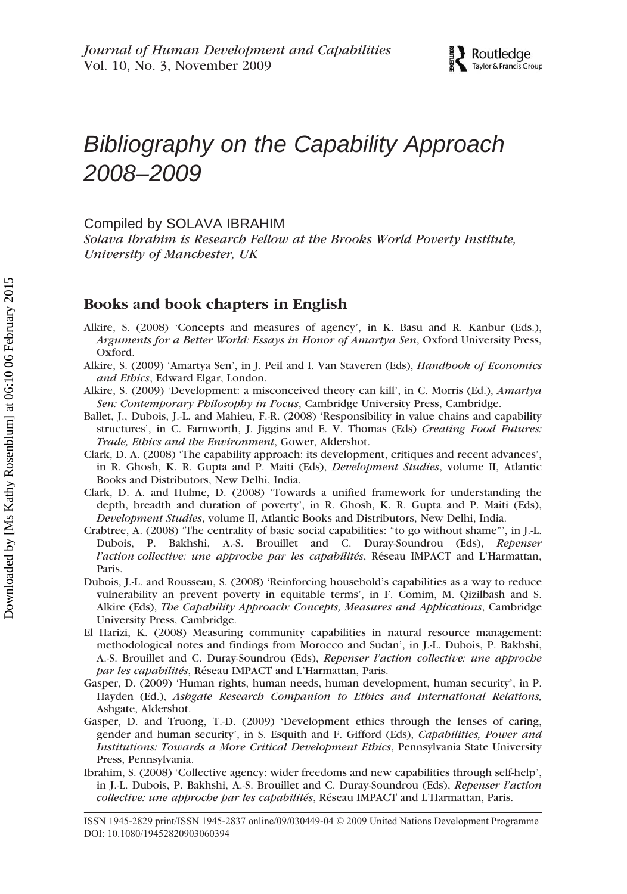# Bibliography on the Capability Approach 2008–2009

Compiled by SOLAVA IBRAHIM

*Solava Ibrahim is Research Fellow at the Brooks World Poverty Institute, University of Manchester, UK*

## Books and book chapters in English

Alkire, S. (2008) 'Concepts and measures of agency', in K. Basu and R. Kanbur (Eds.), *Arguments for a Better World: Essays in Honor of Amartya Sen*, Oxford University Press, Oxford.

Alkire, S. (2009) 'Amartya Sen', in J. Peil and I. Van Staveren (Eds), *Handbook of Economics and Ethics*, Edward Elgar, London.

Alkire, S. (2009) 'Development: a misconceived theory can kill', in C. Morris (Ed.), *Amartya Sen: Contemporary Philosophy in Focus*, Cambridge University Press, Cambridge.

Ballet, J., Dubois, J.-L. and Mahieu, F.-R. (2008) 'Responsibility in value chains and capability structures', in C. Farnworth, J. Jiggins and E. V. Thomas (Eds) *Creating Food Futures: Trade, Ethics and the Environment*, Gower, Aldershot.

Clark, D. A. (2008) 'The capability approach: its development, critiques and recent advances', in R. Ghosh, K. R. Gupta and P. Maiti (Eds), *Development Studies*, volume II, Atlantic Books and Distributors, New Delhi, India.

Clark, D. A. and Hulme, D. (2008) 'Towards a unified framework for understanding the depth, breadth and duration of poverty', in R. Ghosh, K. R. Gupta and P. Maiti (Eds), *Development Studies*, volume II, Atlantic Books and Distributors, New Delhi, India.

Crabtree, A. (2008) 'The centrality of basic social capabilities: "to go without shame"', in J.-L. Dubois, P. Bakhshi, A.-S. Brouillet and C. Duray-Soundrou (Eds), *Repenser l'action collective: une approche par les capabilités*, Réseau IMPACT and L'Harmattan, Paris.

Dubois, J.-L. and Rousseau, S. (2008) 'Reinforcing household's capabilities as a way to reduce vulnerability an prevent poverty in equitable terms', in F. Comim, M. Qizilbash and S. Alkire (Eds), *The Capability Approach: Concepts, Measures and Applications*, Cambridge University Press, Cambridge.

El Harizi, K. (2008) Measuring community capabilities in natural resource management: methodological notes and findings from Morocco and Sudan', in J.-L. Dubois, P. Bakhshi, A.-S. Brouillet and C. Duray-Soundrou (Eds), *Repenser l'action collective: une approche par les capabilités*, Réseau IMPACT and L'Harmattan, Paris.

Gasper, D. (2009) 'Human rights, human needs, human development, human security', in P. Hayden (Ed.), *Ashgate Research Companion to Ethics and International Relations,* Ashgate, Aldershot.

Gasper, D. and Truong, T.-D. (2009) 'Development ethics through the lenses of caring, gender and human security', in S. Esquith and F. Gifford (Eds), *Capabilities, Power and Institutions: Towards a More Critical Development Ethics*, Pennsylvania State University Press, Pennsylvania.

Ibrahim, S. (2008) 'Collective agency: wider freedoms and new capabilities through self-help', in J.-L. Dubois, P. Bakhshi, A.-S. Brouillet and C. Duray-Soundrou (Eds), *Repenser l'action collective: une approche par les capabilités*, Réseau IMPACT and L'Harmattan, Paris.

ISSN 1945-2829 print/ISSN 1945-2837 online/09/030449-04 © 2009 United Nations Development Programme
DOI: 10.1080/19452820903060394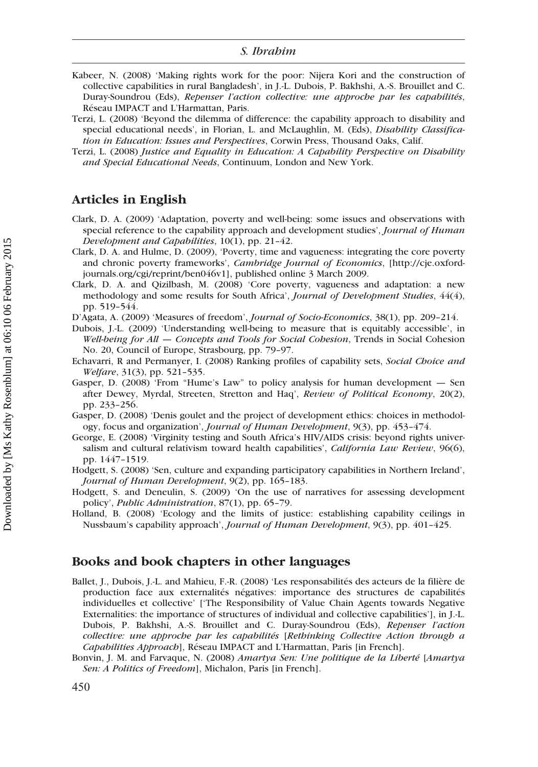Kabeer, N. (2008) 'Making rights work for the poor: Nijera Kori and the construction of collective capabilities in rural Bangladesh', in J.-L. Dubois, P. Bakhshi, A.-S. Brouillet and C. Duray-Soundrou (Eds), *Repenser l'action collective: une approche par les capabilités*, Réseau IMPACT and L'Harmattan, Paris.

Terzi, L. (2008) 'Beyond the dilemma of difference: the capability approach to disability and special educational needs', in Florian, L. and McLaughlin, M. (Eds), *Disability Classification in Education: Issues and Perspectives*, Corwin Press, Thousand Oaks, Calif.

Terzi, L. (2008) *Justice and Equality in Education: A Capability Perspective on Disability and Special Educational Needs*, Continuum, London and New York.

## Articles in English

Clark, D. A. (2009) 'Adaptation, poverty and well-being: some issues and observations with special reference to the capability approach and development studies', *Journal of Human Development and Capabilities*, 10(1), pp. 21–42.

Clark, D. A. and Hulme, D. (2009), 'Poverty, time and vagueness: integrating the core poverty and chronic poverty frameworks', *Cambridge Journal of Economics*, [http://cje.oxfordjournals.org/cgi/reprint/ben046v1], published online 3 March 2009.

Clark, D. A. and Qizilbash, M. (2008) 'Core poverty, vagueness and adaptation: a new methodology and some results for South Africa', *Journal of Development Studies*, 44(4), pp. 519–544.

D'Agata, A. (2009) 'Measures of freedom', *Journal of Socio-Economics*, 38(1), pp. 209–214.

Dubois, J.-L. (2009) 'Understanding well-being to measure that is equitably accessible', in *Well-being for All — Concepts and Tools for Social Cohesion*, Trends in Social Cohesion No. 20, Council of Europe, Strasbourg, pp. 79–97.

Echavarri, R and Permanyer, I. (2008) Ranking profiles of capability sets, *Social Choice and Welfare*, 31(3), pp. 521–535.

Gasper, D. (2008) 'From "Hume's Law" to policy analysis for human development — Sen after Dewey, Myrdal, Streeten, Stretton and Haq', *Review of Political Economy*, 20(2), pp. 233–256.

Gasper, D. (2008) 'Denis goulet and the project of development ethics: choices in methodology, focus and organization', *Journal of Human Development*, 9(3), pp. 453–474.

George, E. (2008) 'Virginity testing and South Africa's HIV/AIDS crisis: beyond rights universalism and cultural relativism toward health capabilities', *California Law Review*, 96(6), pp. 1447–1519.

Hodgett, S. (2008) 'Sen, culture and expanding participatory capabilities in Northern Ireland', *Journal of Human Development*, 9(2), pp. 165–183.

Hodgett, S. and Deneulin, S. (2009) 'On the use of narratives for assessing development policy', *Public Administration*, 87(1), pp. 65–79.

Holland, B. (2008) 'Ecology and the limits of justice: establishing capability ceilings in Nussbaum's capability approach', *Journal of Human Development*, 9(3), pp. 401–425.

## Books and book chapters in other languages

Ballet, J., Dubois, J.-L. and Mahieu, F.-R. (2008) 'Les responsabilités des acteurs de la filière de production face aux externalités négatives: importance des structures de capabilités individuelles et collective' ['The Responsibility of Value Chain Agents towards Negative Externalities: the importance of structures of individual and collective capabilities'], in J.-L. Dubois, P. Bakhshi, A.-S. Brouillet and C. Duray-Soundrou (Eds), *Repenser l'action collective: une approche par les capabilités* [*Rethinking Collective Action through a Capabilities Approach*], Réseau IMPACT and L'Harmattan, Paris [in French].

Bonvin, J. M. and Farvaque, N. (2008) *Amartya Sen: Une politique de la Liberté* [*Amartya Sen: A Politics of Freedom*], Michalon, Paris [in French].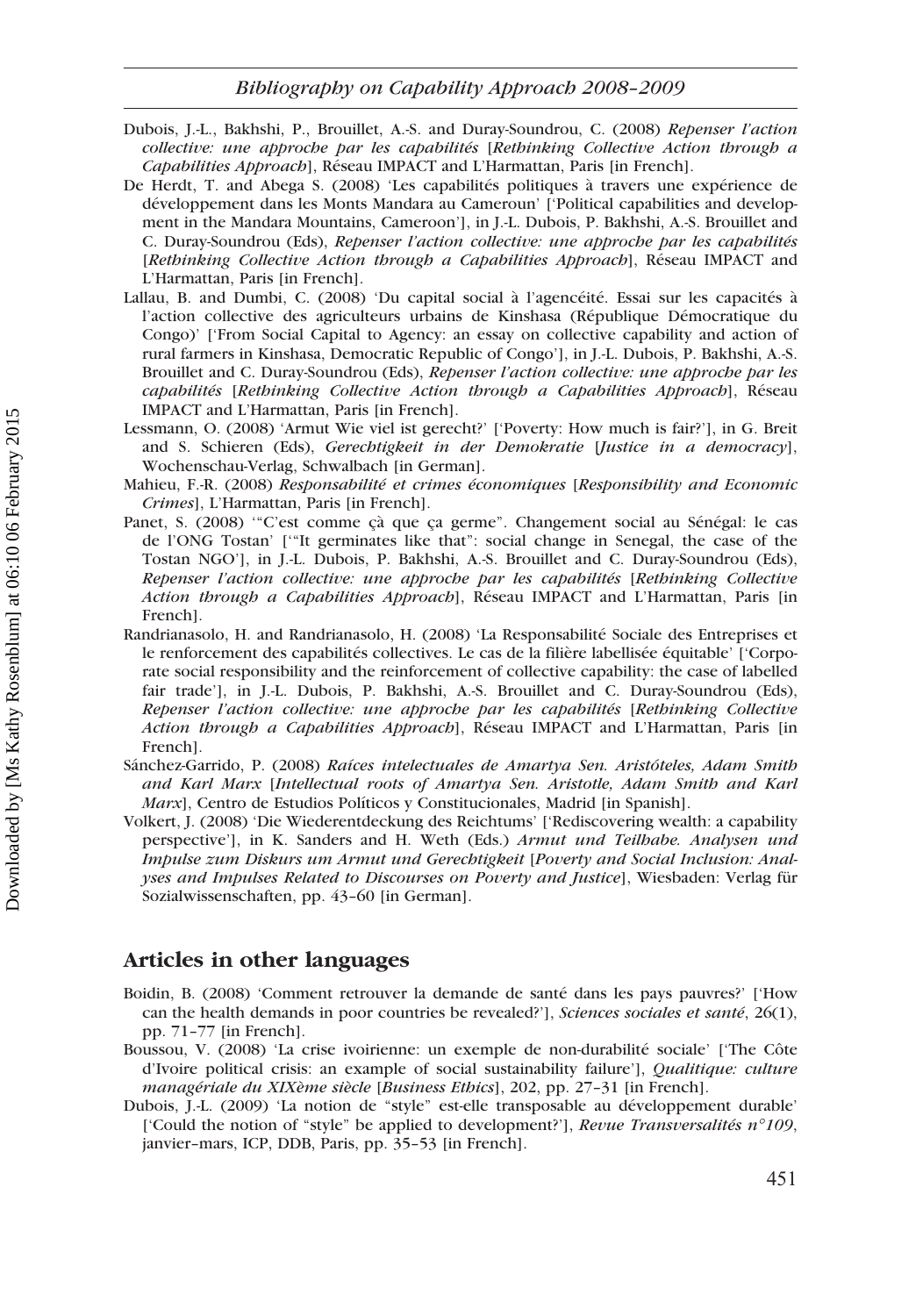Dubois, J.-L., Bakhshi, P., Brouillet, A.-S. and Duray-Soundrou, C. (2008) *Repenser l'action collective: une approche par les capabilités* [*Rethinking Collective Action through a Capabilities Approach*], Réseau IMPACT and L'Harmattan, Paris [in French].

De Herdt, T. and Abega S. (2008) 'Les capabilités politiques à travers une expérience de développement dans les Monts Mandara au Cameroun' ['Political capabilities and development in the Mandara Mountains, Cameroon'], in J.-L. Dubois, P. Bakhshi, A.-S. Brouillet and C. Duray-Soundrou (Eds), *Repenser l'action collective: une approche par les capabilités* [*Rethinking Collective Action through a Capabilities Approach*], Réseau IMPACT and L'Harmattan, Paris [in French].

Lallau, B. and Dumbi, C. (2008) 'Du capital social à l'agencéité. Essai sur les capacités à l'action collective des agriculteurs urbains de Kinshasa (République Démocratique du Congo)' ['From Social Capital to Agency: an essay on collective capability and action of rural farmers in Kinshasa, Democratic Republic of Congo'], in J.-L. Dubois, P. Bakhshi, A.-S. Brouillet and C. Duray-Soundrou (Eds), *Repenser l'action collective: une approche par les capabilités* [*Rethinking Collective Action through a Capabilities Approach*], Réseau IMPACT and L'Harmattan, Paris [in French].

Lessmann, O. (2008) 'Armut Wie viel ist gerecht?' ['Poverty: How much is fair?'], in G. Breit and S. Schieren (Eds), *Gerechtigkeit in der Demokratie* [*Justice in a democracy*], Wochenschau-Verlag, Schwalbach [in German].

Mahieu, F.-R. (2008) *Responsabilité et crimes économiques* [*Responsibility and Economic Crimes*], L'Harmattan, Paris [in French].

Panet, S. (2008) '"C'est comme çà que ça germe". Changement social au Sénégal: le cas de l'ONG Tostan' ['"It germinates like that": social change in Senegal, the case of the Tostan NGO'], in J.-L. Dubois, P. Bakhshi, A.-S. Brouillet and C. Duray-Soundrou (Eds), *Repenser l'action collective: une approche par les capabilités* [*Rethinking Collective Action through a Capabilities Approach*], Réseau IMPACT and L'Harmattan, Paris [in French].

Randrianasolo, H. and Randrianasolo, H. (2008) 'La Responsabilité Sociale des Entreprises et le renforcement des capabilités collectives. Le cas de la filière labellisée équitable' ['Corporate social responsibility and the reinforcement of collective capability: the case of labelled fair trade'], in J.-L. Dubois, P. Bakhshi, A.-S. Brouillet and C. Duray-Soundrou (Eds), *Repenser l'action collective: une approche par les capabilités* [*Rethinking Collective Action through a Capabilities Approach*], Réseau IMPACT and L'Harmattan, Paris [in French].

Sánchez-Garrido, P. (2008) *Raíces intelectuales de Amartya Sen. Aristóteles, Adam Smith and Karl Marx* [*Intellectual roots of Amartya Sen. Aristotle, Adam Smith and Karl Marx*], Centro de Estudios Políticos y Constitucionales, Madrid [in Spanish].

Volkert, J. (2008) 'Die Wiederentdeckung des Reichtums' ['Rediscovering wealth: a capability perspective'], in K. Sanders and H. Weth (Eds.) *Armut und Teilhabe. Analysen und Impulse zum Diskurs um Armut und Gerechtigkeit* [*Poverty and Social Inclusion: Analyses and Impulses Related to Discourses on Poverty and Justice*], Wiesbaden: Verlag für Sozialwissenschaften, pp. 43–60 [in German].

## Articles in other languages

Boidin, B. (2008) 'Comment retrouver la demande de santé dans les pays pauvres?' ['How can the health demands in poor countries be revealed?'], *Sciences sociales et santé*, 26(1), pp. 71–77 [in French].

Boussou, V. (2008) 'La crise ivoirienne: un exemple de non-durabilité sociale' ['The Côte d'Ivoire political crisis: an example of social sustainability failure'], *Qualitique: culture managériale du XIXème siècle* [*Business Ethics*], 202, pp. 27–31 [in French].

Dubois, J.-L. (2009) 'La notion de "style" est-elle transposable au développement durable' ['Could the notion of "style" be applied to development?'], *Revue Transversalités n°109*, janvier–mars, ICP, DDB, Paris, pp. 35–53 [in French].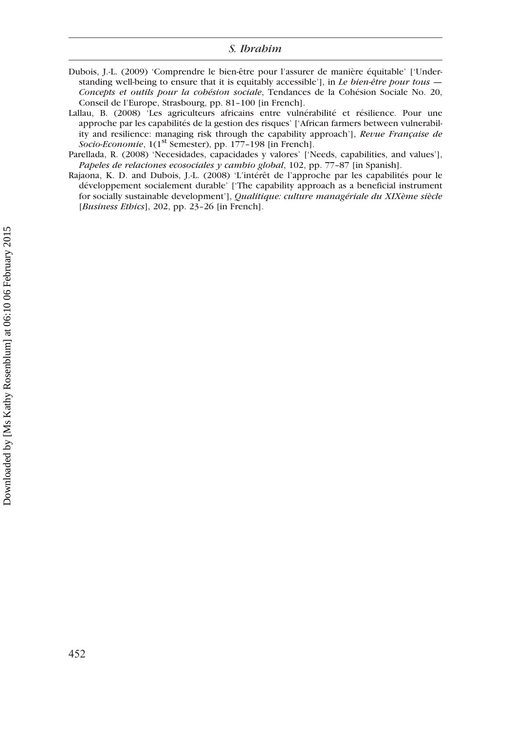Dubois, J.-L. (2009) 'Comprendre le bien-être pour l'assurer de manière équitable' ['Understanding well-being to ensure that it is equitably accessible'], in *Le bien-être pour tous — Concepts et outils pour la cohésion sociale*, Tendances de la Cohésion Sociale No. 20, Conseil de l'Europe, Strasbourg, pp. 81–100 [in French].

Lallau, B. (2008) 'Les agriculteurs africains entre vulnérabilité et résilience. Pour une approche par les capabilités de la gestion des risques' ['African farmers between vulnerability and resilience: managing risk through the capability approach'], *Revue Française de Socio-Economie*, 1(1st Semester), pp. 177–198 [in French].

Parellada, R. (2008) 'Necesidades, capacidades y valores' ['Needs, capabilities, and values'], *Papeles de relaciones ecosociales y cambio global*, 102, pp. 77–87 [in Spanish].

Rajaona, K. D. and Dubois, J.-L. (2008) 'L'intérêt de l'approche par les capabilités pour le développement socialement durable' ['The capability approach as a beneficial instrument for socially sustainable development'], *Qualitique: culture managériale du XIXème siècle* [*Business Ethics*], 202, pp. 23–26 [in French].